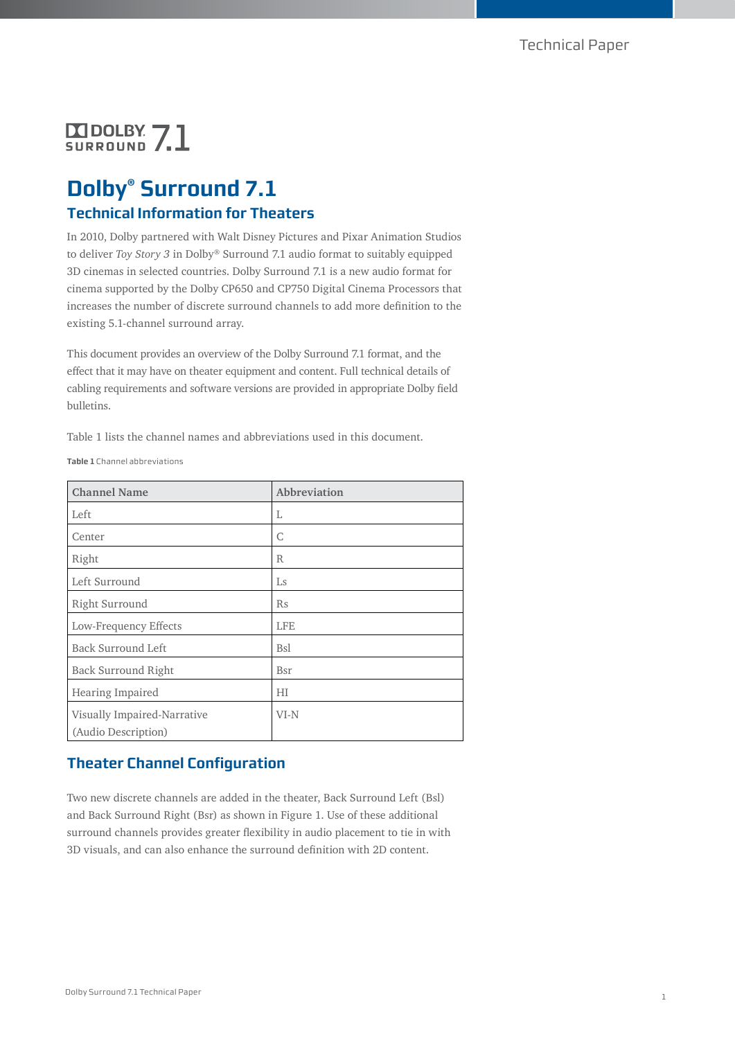# Dolby® Surround 7.1

## Technical Information for Theaters

In 2010, Dolby partnered with Walt Disney Pictures and Pixar Animation Studios to deliver *Toy Story 3* in Dolby® Surround 7.1 audio format to suitably equipped 3D cinemas in selected countries. Dolby Surround 7.1 is a new audio format for cinema supported by the Dolby CP650 and CP750 Digital Cinema Processors that increases the number of discrete surround channels to add more definition to the existing 5.1-channel surround array.

This document provides an overview of the Dolby Surround 7.1 format, and the effect that it may have on theater equipment and content. Full technical details of cabling requirements and software versions are provided in appropriate Dolby field bulletins.

Table 1 lists the channel names and abbreviations used in this document.

**Table 1** Channel abbreviations

| Channel Name | Abbreviation |
| --- | --- |
| Left | L |
| Center | C |
| Right | R |
| Left Surround | Ls |
| Right Surround | Rs |
| Low-Frequency Effects | LFE |
| Back Surround Left | Bsl |
| Back Surround Right | Bsr |
| Hearing Impaired | HI |
| Visually Impaired-Narrative (Audio Description) | VI-N |

## Theater Channel Configuration

Two new discrete channels are added in the theater, Back Surround Left (Bsl) and Back Surround Right (Bsr) as shown in Figure 1. Use of these additional surround channels provides greater flexibility in audio placement to tie in with 3D visuals, and can also enhance the surround definition with 2D content.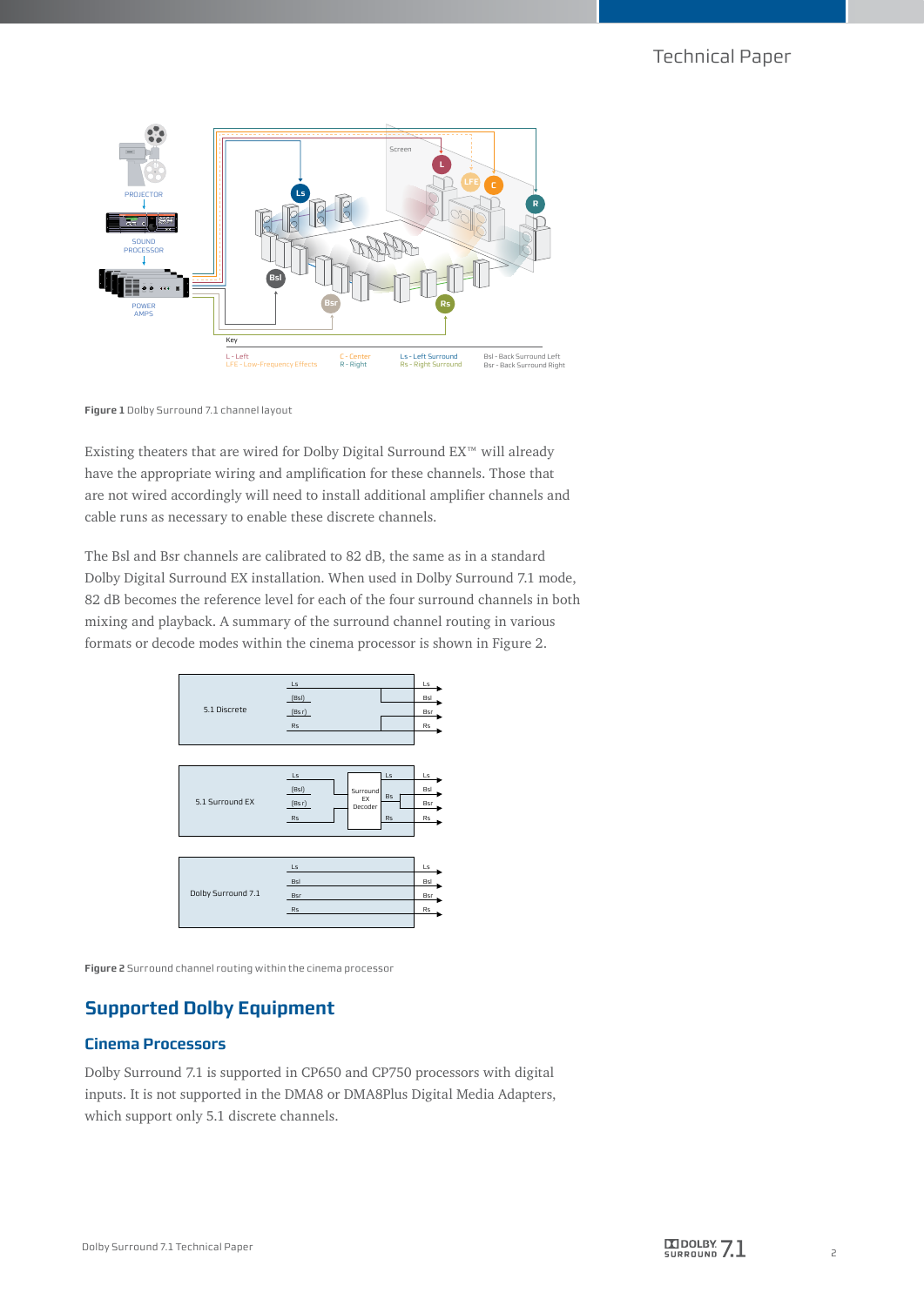**Figure 1** Dolby Surround 7.1 channel layout

Existing theaters that are wired for Dolby Digital Surround EX™ will already have the appropriate wiring and amplification for these channels. Those that are not wired accordingly will need to install additional amplifier channels and cable runs as necessary to enable these discrete channels.

The Bsl and Bsr channels are calibrated to 82 dB, the same as in a standard Dolby Digital Surround EX installation. When used in Dolby Surround 7.1 mode, 82 dB becomes the reference level for each of the four surround channels in both mixing and playback. A summary of the surround channel routing in various formats or decode modes within the cinema processor is shown in Figure 2.

**Figure 2** Surround channel routing within the cinema processor

## Supported Dolby Equipment

### Cinema Processors

Dolby Surround 7.1 is supported in CP650 and CP750 processors with digital inputs. It is not supported in the DMA8 or DMA8Plus Digital Media Adapters, which support only 5.1 discrete channels.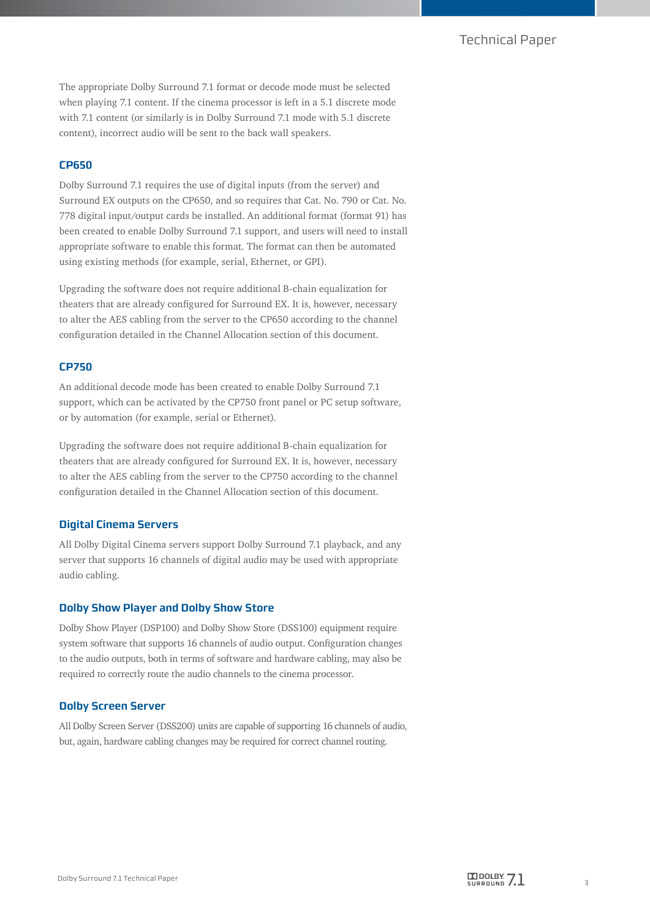The appropriate Dolby Surround 7.1 format or decode mode must be selected when playing 7.1 content. If the cinema processor is left in a 5.1 discrete mode with 7.1 content (or similarly is in Dolby Surround 7.1 mode with 5.1 discrete content), incorrect audio will be sent to the back wall speakers.

### CP650

Dolby Surround 7.1 requires the use of digital inputs (from the server) and Surround EX outputs on the CP650, and so requires that Cat. No. 790 or Cat. No. 778 digital input/output cards be installed. An additional format (format 91) has been created to enable Dolby Surround 7.1 support, and users will need to install appropriate software to enable this format. The format can then be automated using existing methods (for example, serial, Ethernet, or GPI).

Upgrading the software does not require additional B-chain equalization for theaters that are already configured for Surround EX. It is, however, necessary to alter the AES cabling from the server to the CP650 according to the channel configuration detailed in the Channel Allocation section of this document.

### CP750

An additional decode mode has been created to enable Dolby Surround 7.1 support, which can be activated by the CP750 front panel or PC setup software, or by automation (for example, serial or Ethernet).

Upgrading the software does not require additional B-chain equalization for theaters that are already configured for Surround EX. It is, however, necessary to alter the AES cabling from the server to the CP750 according to the channel configuration detailed in the Channel Allocation section of this document.

### Digital Cinema Servers

All Dolby Digital Cinema servers support Dolby Surround 7.1 playback, and any server that supports 16 channels of digital audio may be used with appropriate audio cabling.

### Dolby Show Player and Dolby Show Store

Dolby Show Player (DSP100) and Dolby Show Store (DSS100) equipment require system software that supports 16 channels of audio output. Configuration changes to the audio outputs, both in terms of software and hardware cabling, may also be required to correctly route the audio channels to the cinema processor.

### Dolby Screen Server

All Dolby Screen Server (DSS200) units are capable of supporting 16 channels of audio, but, again, hardware cabling changes may be required for correct channel routing.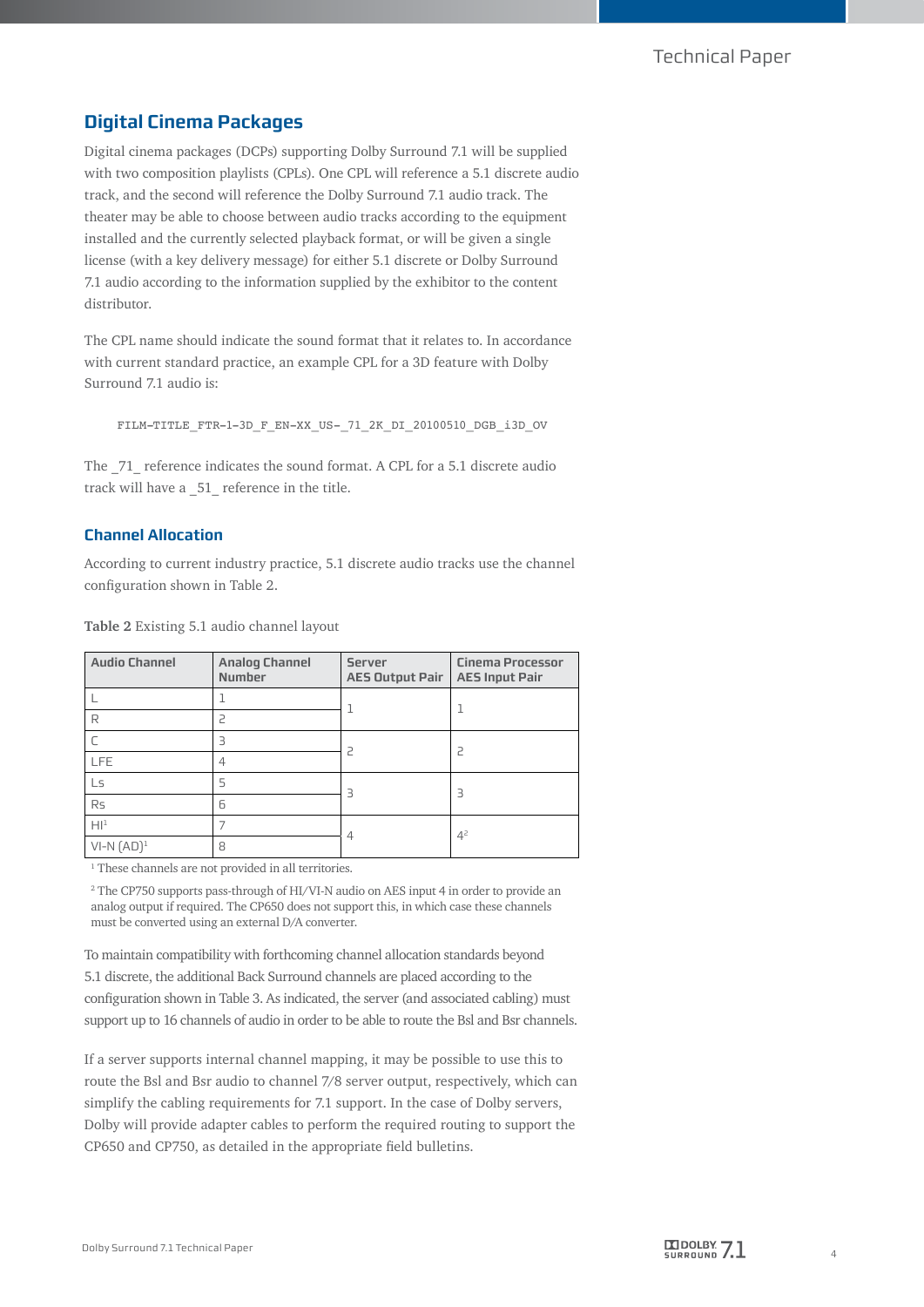## Digital Cinema Packages

Digital cinema packages (DCPs) supporting Dolby Surround 7.1 will be supplied with two composition playlists (CPLs). One CPL will reference a 5.1 discrete audio track, and the second will reference the Dolby Surround 7.1 audio track. The theater may be able to choose between audio tracks according to the equipment installed and the currently selected playback format, or will be given a single license (with a key delivery message) for either 5.1 discrete or Dolby Surround 7.1 audio according to the information supplied by the exhibitor to the content distributor.

The CPL name should indicate the sound format that it relates to. In accordance with current standard practice, an example CPL for a 3D feature with Dolby Surround 7.1 audio is:

```
FILM-TITLE_FTR-1-3D_F_EN-XX_US-_71_2K_DI_20100510_DGB_i3D_OV
```

The _71_ reference indicates the sound format. A CPL for a 5.1 discrete audio track will have a _51_ reference in the title.

### Channel Allocation

According to current industry practice, 5.1 discrete audio tracks use the channel configuration shown in Table 2.

**Table 2** Existing 5.1 audio channel layout

| Audio Channel | Analog Channel Number | Server AES Output Pair | Cinema Processor AES Input Pair |
|---|---|---|---|
| L | 1 | 1 | 1 |
| R | 2 | | |
| C | 3 | 2 | 2 |
| LFE | 4 | | |
| Ls | 5 | 3 | 3 |
| Rs | 6 | | |
| HI[1] | 7 | 4 | 4[2] |
| VI-N (AD)[1] | 8 | | |

[1] These channels are not provided in all territories.

[2] The CP750 supports pass-through of HI/VI-N audio on AES input 4 in order to provide an analog output if required. The CP650 does not support this, in which case these channels must be converted using an external D/A converter.

To maintain compatibility with forthcoming channel allocation standards beyond 5.1 discrete, the additional Back Surround channels are placed according to the configuration shown in Table 3. As indicated, the server (and associated cabling) must support up to 16 channels of audio in order to be able to route the Bsl and Bsr channels.

If a server supports internal channel mapping, it may be possible to use this to route the Bsl and Bsr audio to channel 7/8 server output, respectively, which can simplify the cabling requirements for 7.1 support. In the case of Dolby servers, Dolby will provide adapter cables to perform the required routing to support the CP650 and CP750, as detailed in the appropriate field bulletins.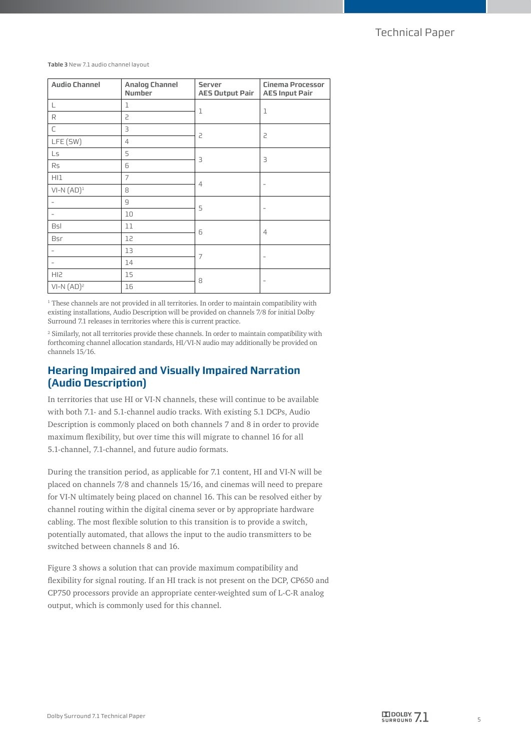**Table 3** New 7.1 audio channel layout

| Audio Channel | Analog Channel Number | Server AES Output Pair | Cinema Processor AES Input Pair |
|---|---|---|---|
| L | 1 | 1 | 1 |
| R | 2 | | |
| C | 3 | 2 | 2 |
| LFE (SW) | 4 | | |
| Ls | 5 | 3 | 3 |
| Rs | 6 | | |
| HI1 | 7 | 4 | - |
| VI-N (AD)[1] | 8 | | |
| - | 9 | 5 | - |
| - | 10 | | |
| Bsl | 11 | 6 | 4 |
| Bsr | 12 | | |
| - | 13 | 7 | - |
| - | 14 | | |
| HI2 | 15 | 8 | - |
| VI-N (AD)[2] | 16 | | |

[1] These channels are not provided in all territories. In order to maintain compatibility with existing installations, Audio Description will be provided on channels 7/8 for initial Dolby Surround 7.1 releases in territories where this is current practice.

[2] Similarly, not all territories provide these channels. In order to maintain compatibility with forthcoming channel allocation standards, HI/VI-N audio may additionally be provided on channels 15/16.

## Hearing Impaired and Visually Impaired Narration (Audio Description)

In territories that use HI or VI-N channels, these will continue to be available with both 7.1- and 5.1-channel audio tracks. With existing 5.1 DCPs, Audio Description is commonly placed on both channels 7 and 8 in order to provide maximum flexibility, but over time this will migrate to channel 16 for all 5.1-channel, 7.1-channel, and future audio formats.

During the transition period, as applicable for 7.1 content, HI and VI-N will be placed on channels 7/8 and channels 15/16, and cinemas will need to prepare for VI-N ultimately being placed on channel 16. This can be resolved either by channel routing within the digital cinema sever or by appropriate hardware cabling. The most flexible solution to this transition is to provide a switch, potentially automated, that allows the input to the audio transmitters to be switched between channels 8 and 16.

Figure 3 shows a solution that can provide maximum compatibility and flexibility for signal routing. If an HI track is not present on the DCP, CP650 and CP750 processors provide an appropriate center-weighted sum of L-C-R analog output, which is commonly used for this channel.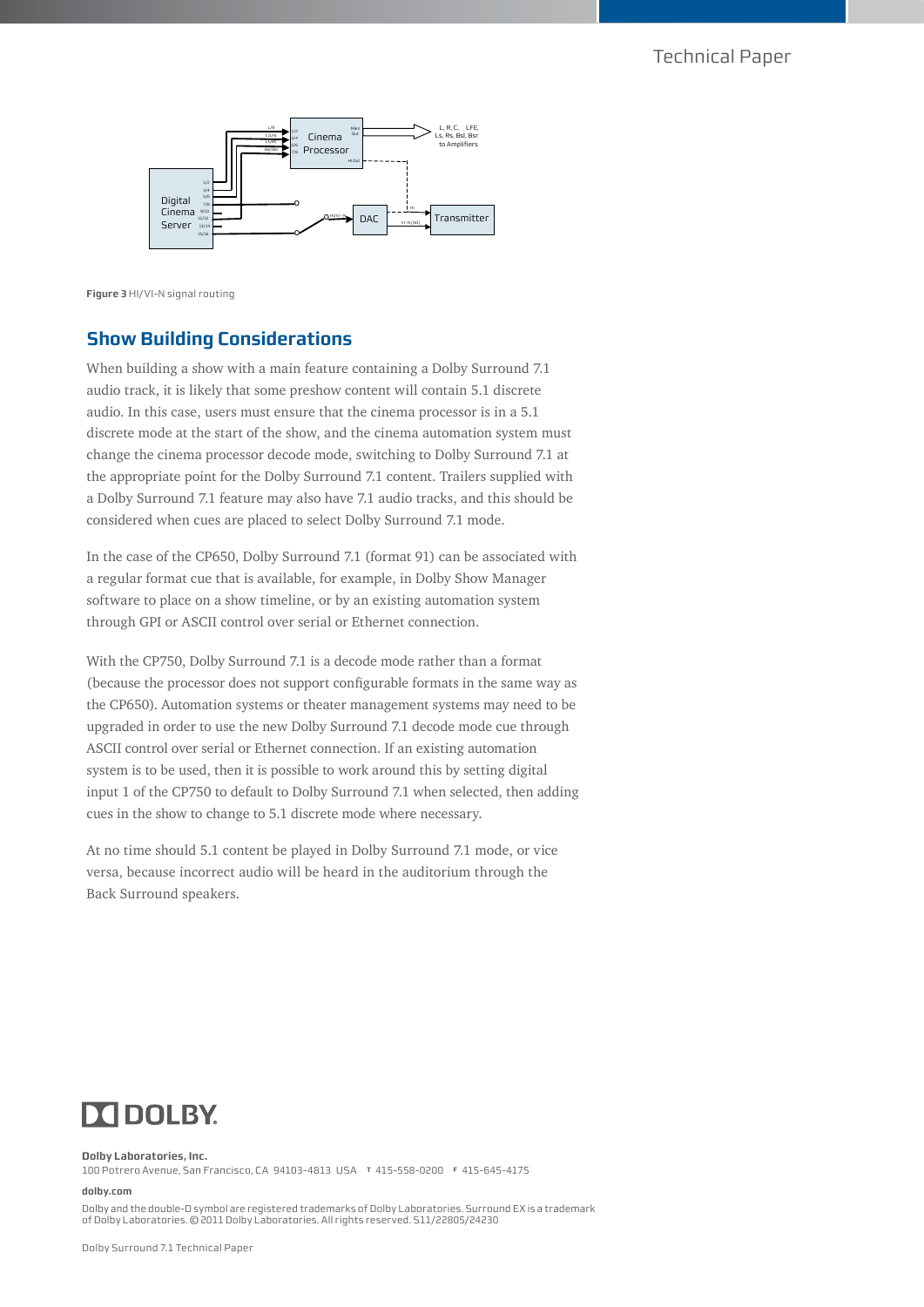Figure 3 HI/VI-N signal routing

## Show Building Considerations

When building a show with a main feature containing a Dolby Surround 7.1 audio track, it is likely that some preshow content will contain 5.1 discrete audio. In this case, users must ensure that the cinema processor is in a 5.1 discrete mode at the start of the show, and the cinema automation system must change the cinema processor decode mode, switching to Dolby Surround 7.1 at the appropriate point for the Dolby Surround 7.1 content. Trailers supplied with a Dolby Surround 7.1 feature may also have 7.1 audio tracks, and this should be considered when cues are placed to select Dolby Surround 7.1 mode.

In the case of the CP650, Dolby Surround 7.1 (format 91) can be associated with a regular format cue that is available, for example, in Dolby Show Manager software to place on a show timeline, or by an existing automation system through GPI or ASCII control over serial or Ethernet connection.

With the CP750, Dolby Surround 7.1 is a decode mode rather than a format (because the processor does not support configurable formats in the same way as the CP650). Automation systems or theater management systems may need to be upgraded in order to use the new Dolby Surround 7.1 decode mode cue through ASCII control over serial or Ethernet connection. If an existing automation system is to be used, then it is possible to work around this by setting digital input 1 of the CP750 to default to Dolby Surround 7.1 when selected, then adding cues in the show to change to 5.1 discrete mode where necessary.

At no time should 5.1 content be played in Dolby Surround 7.1 mode, or vice versa, because incorrect audio will be heard in the auditorium through the Back Surround speakers.

**Dolby Laboratories, Inc.**
100 Potrero Avenue, San Francisco, CA 94103-4813 USA T 415-558-0200 F 415-645-4175

**dolby.com**

Dolby and the double-D symbol are registered trademarks of Dolby Laboratories. Surround EX is a trademark of Dolby Laboratories. © 2011 Dolby Laboratories. All rights reserved. S11/22805/24230